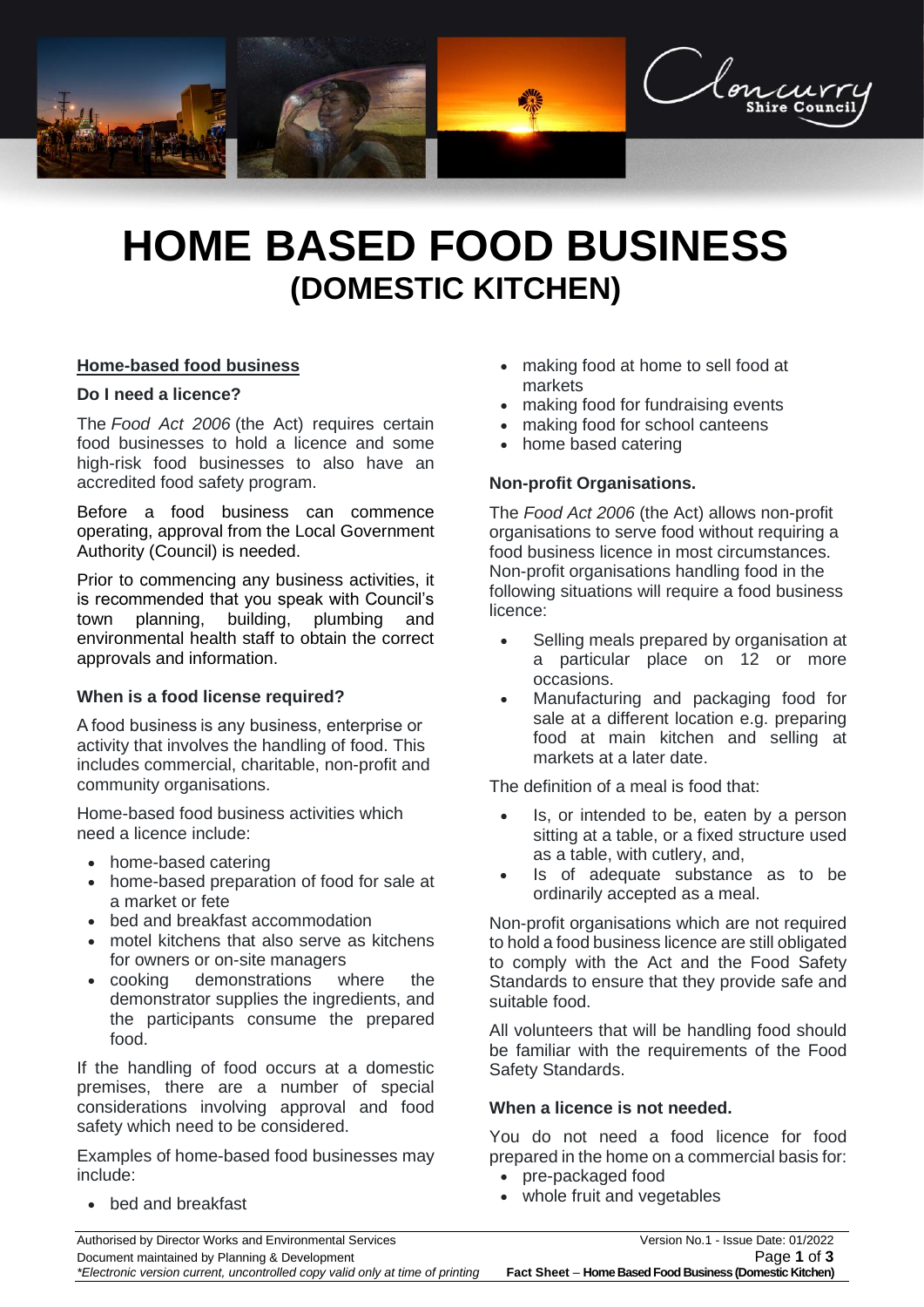# HOME BASED FOOD BUSINESS
## (DOMESTIC KITCHEN)

### Home-based food business

#### Do I need a licence?

The *Food Act 2006* (the Act) requires certain food businesses to hold a licence and some high-risk food businesses to also have an accredited food safety program.

Before a food business can commence operating, approval from the Local Government Authority (Council) is needed.

Prior to commencing any business activities, it is recommended that you speak with Council's town planning, building, plumbing and environmental health staff to obtain the correct approvals and information.

#### When is a food license required?

A food business is any business, enterprise or activity that involves the handling of food. This includes commercial, charitable, non-profit and community organisations.

Home-based food business activities which need a licence include:

- home-based catering
- home-based preparation of food for sale at a market or fete
- bed and breakfast accommodation
- motel kitchens that also serve as kitchens for owners or on-site managers
- cooking demonstrations where the demonstrator supplies the ingredients, and the participants consume the prepared food.

If the handling of food occurs at a domestic premises, there are a number of special considerations involving approval and food safety which need to be considered.

Examples of home-based food businesses may include:

- bed and breakfast
- making food at home to sell food at markets
- making food for fundraising events
- making food for school canteens
- home based catering

#### Non-profit Organisations.

The *Food Act 2006* (the Act) allows non-profit organisations to serve food without requiring a food business licence in most circumstances. Non-profit organisations handling food in the following situations will require a food business licence:

- Selling meals prepared by organisation at a particular place on 12 or more occasions.
- Manufacturing and packaging food for sale at a different location e.g. preparing food at main kitchen and selling at markets at a later date.

The definition of a meal is food that:

- Is, or intended to be, eaten by a person sitting at a table, or a fixed structure used as a table, with cutlery, and,
- Is of adequate substance as to be ordinarily accepted as a meal.

Non-profit organisations which are not required to hold a food business licence are still obligated to comply with the Act and the Food Safety Standards to ensure that they provide safe and suitable food.

All volunteers that will be handling food should be familiar with the requirements of the Food Safety Standards.

#### When a licence is not needed.

You do not need a food licence for food prepared in the home on a commercial basis for:

- pre-packaged food
- whole fruit and vegetables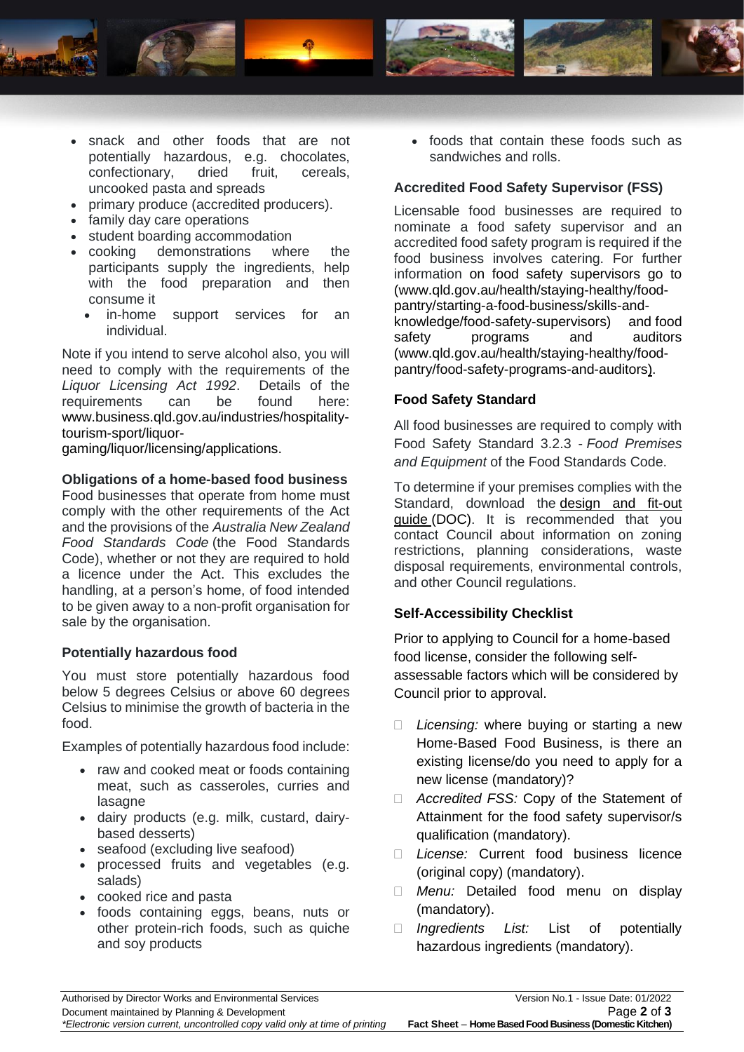- snack and other foods that are not potentially hazardous, e.g. chocolates, confectionary, dried fruit, cereals, uncooked pasta and spreads
- primary produce (accredited producers).
- family day care operations
- student boarding accommodation
- cooking demonstrations where the participants supply the ingredients, help with the food preparation and then consume it
  - in-home support services for an individual.

Note if you intend to serve alcohol also, you will need to comply with the requirements of the *Liquor Licensing Act 1992*. Details of the requirements can be found here: www.business.qld.gov.au/industries/hospitality-tourism-sport/liquor-gaming/liquor/licensing/applications.

**Obligations of a home-based food business**

Food businesses that operate from home must comply with the other requirements of the Act and the provisions of the *Australia New Zealand Food Standards Code* (the Food Standards Code), whether or not they are required to hold a licence under the Act. This excludes the handling, at a person's home, of food intended to be given away to a non-profit organisation for sale by the organisation.

**Potentially hazardous food**

You must store potentially hazardous food below 5 degrees Celsius or above 60 degrees Celsius to minimise the growth of bacteria in the food.

Examples of potentially hazardous food include:

- raw and cooked meat or foods containing meat, such as casseroles, curries and lasagne
- dairy products (e.g. milk, custard, dairy-based desserts)
- seafood (excluding live seafood)
- processed fruits and vegetables (e.g. salads)
- cooked rice and pasta
- foods containing eggs, beans, nuts or other protein-rich foods, such as quiche and soy products
- foods that contain these foods such as sandwiches and rolls.

**Accredited Food Safety Supervisor (FSS)**

Licensable food businesses are required to nominate a food safety supervisor and an accredited food safety program is required if the food business involves catering. For further information on food safety supervisors go to (www.qld.gov.au/health/staying-healthy/food-pantry/starting-a-food-business/skills-and-knowledge/food-safety-supervisors) and food safety programs and auditors (www.qld.gov.au/health/staying-healthy/food-pantry/food-safety-programs-and-auditors).

**Food Safety Standard**

All food businesses are required to comply with Food Safety Standard 3.2.3 - *Food Premises and Equipment* of the Food Standards Code.

To determine if your premises complies with the Standard, download the design and fit-out guide (DOC). It is recommended that you contact Council about information on zoning restrictions, planning considerations, waste disposal requirements, environmental controls, and other Council regulations.

**Self-Accessibility Checklist**

Prior to applying to Council for a home-based food license, consider the following self-assessable factors which will be considered by Council prior to approval.

- ☐ *Licensing:* where buying or starting a new Home-Based Food Business, is there an existing license/do you need to apply for a new license (mandatory)?
- ☐ *Accredited FSS:* Copy of the Statement of Attainment for the food safety supervisor/s qualification (mandatory).
- ☐ *License:* Current food business licence (original copy) (mandatory).
- ☐ *Menu:* Detailed food menu on display (mandatory).
- ☐ *Ingredients List:* List of potentially hazardous ingredients (mandatory).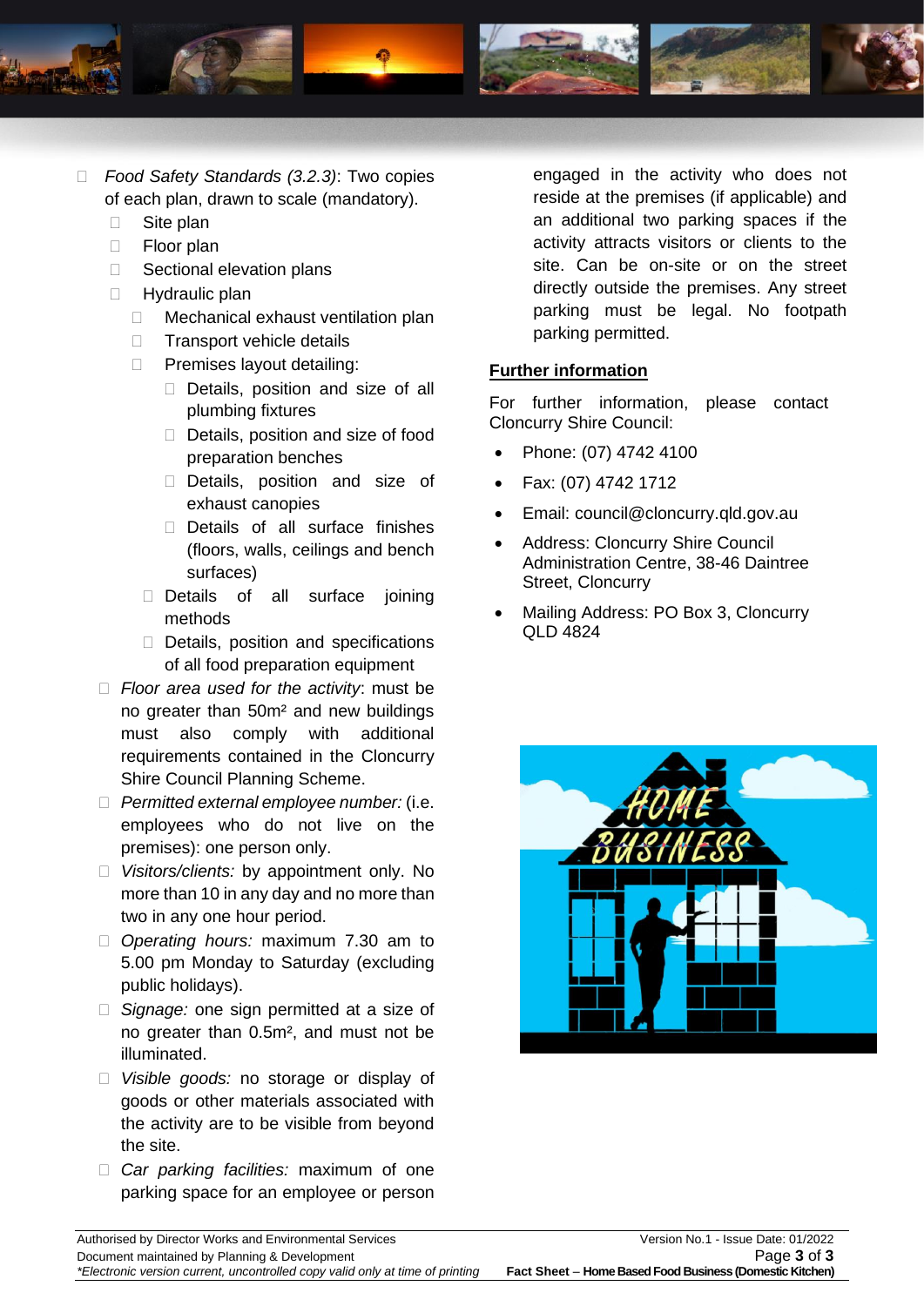- *Food Safety Standards (3.2.3)*: Two copies of each plan, drawn to scale (mandatory).
  - Site plan
  - Floor plan
  - Sectional elevation plans
  - Hydraulic plan
    - Mechanical exhaust ventilation plan
    - Transport vehicle details
    - Premises layout detailing:
      - Details, position and size of all plumbing fixtures
      - Details, position and size of food preparation benches
      - Details, position and size of exhaust canopies
      - Details of all surface finishes (floors, walls, ceilings and bench surfaces)
    - Details of all surface joining methods
    - Details, position and specifications of all food preparation equipment
  - *Floor area used for the activity*: must be no greater than 50m² and new buildings must also comply with additional requirements contained in the Cloncurry Shire Council Planning Scheme.
  - *Permitted external employee number:* (i.e. employees who do not live on the premises): one person only.
  - *Visitors/clients:* by appointment only. No more than 10 in any day and no more than two in any one hour period.
  - *Operating hours:* maximum 7.30 am to 5.00 pm Monday to Saturday (excluding public holidays).
  - *Signage:* one sign permitted at a size of no greater than 0.5m², and must not be illuminated.
  - *Visible goods:* no storage or display of goods or other materials associated with the activity are to be visible from beyond the site.
  - *Car parking facilities:* maximum of one parking space for an employee or person engaged in the activity who does not reside at the premises (if applicable) and an additional two parking spaces if the activity attracts visitors or clients to the site. Can be on-site or on the street directly outside the premises. Any street parking must be legal. No footpath parking permitted.

## Further information

For further information, please contact Cloncurry Shire Council:

- Phone: (07) 4742 4100
- Fax: (07) 4742 1712
- Email: council@cloncurry.qld.gov.au
- Address: Cloncurry Shire Council Administration Centre, 38-46 Daintree Street, Cloncurry
- Mailing Address: PO Box 3, Cloncurry QLD 4824

Authorised by Director Works and Environmental Services
Document maintained by Planning & Development
*Electronic version current, uncontrolled copy valid only at time of printing*

Version No.1 - Issue Date: 01/2022
**Fact Sheet** – **Home Based Food Business (Domestic Kitchen)**